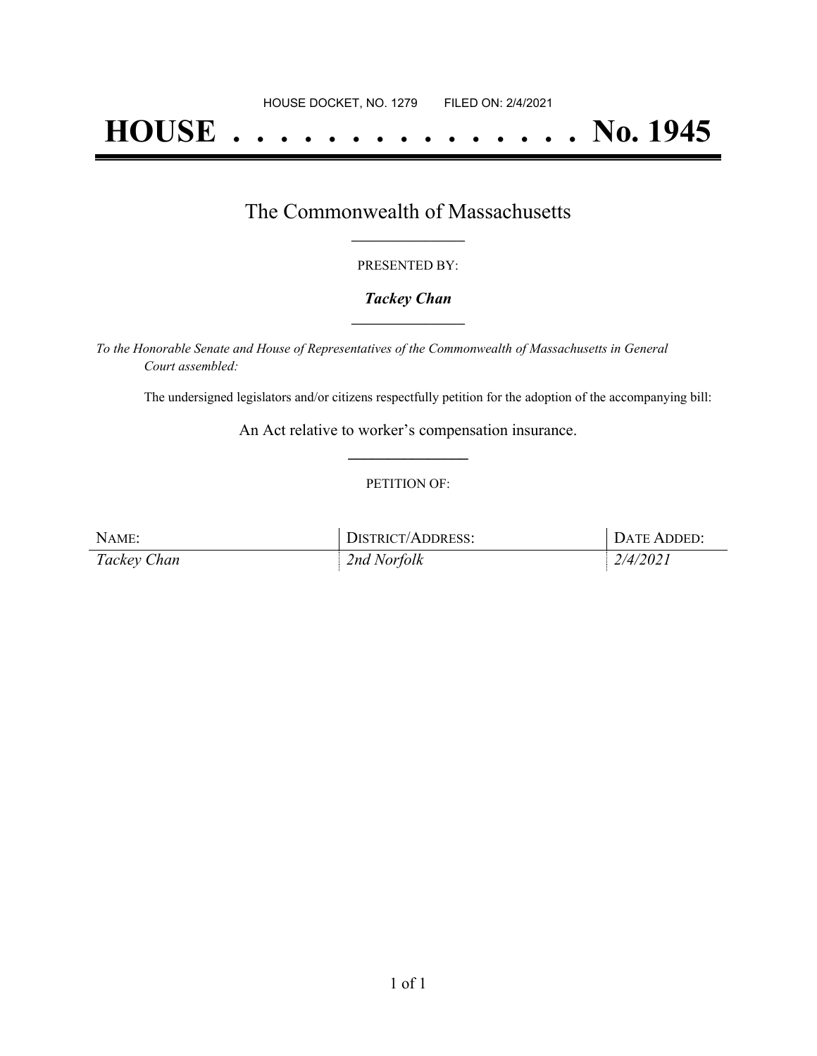HOUSE DOCKET, NO. 1279        FILED ON: 2/4/2021

# HOUSE . . . . . . . . . . . . . . . No. 1945

## The Commonwealth of Massachusetts

PRESENTED BY:

***Tackey Chan***

*To the Honorable Senate and House of Representatives of the Commonwealth of Massachusetts in General Court assembled:*

The undersigned legislators and/or citizens respectfully petition for the adoption of the accompanying bill:

An Act relative to worker's compensation insurance.

PETITION OF:

| NAME: | DISTRICT/ADDRESS: | DATE ADDED: |
| --- | --- | --- |
| *Tackey Chan* | *2nd Norfolk* | *2/4/2021* |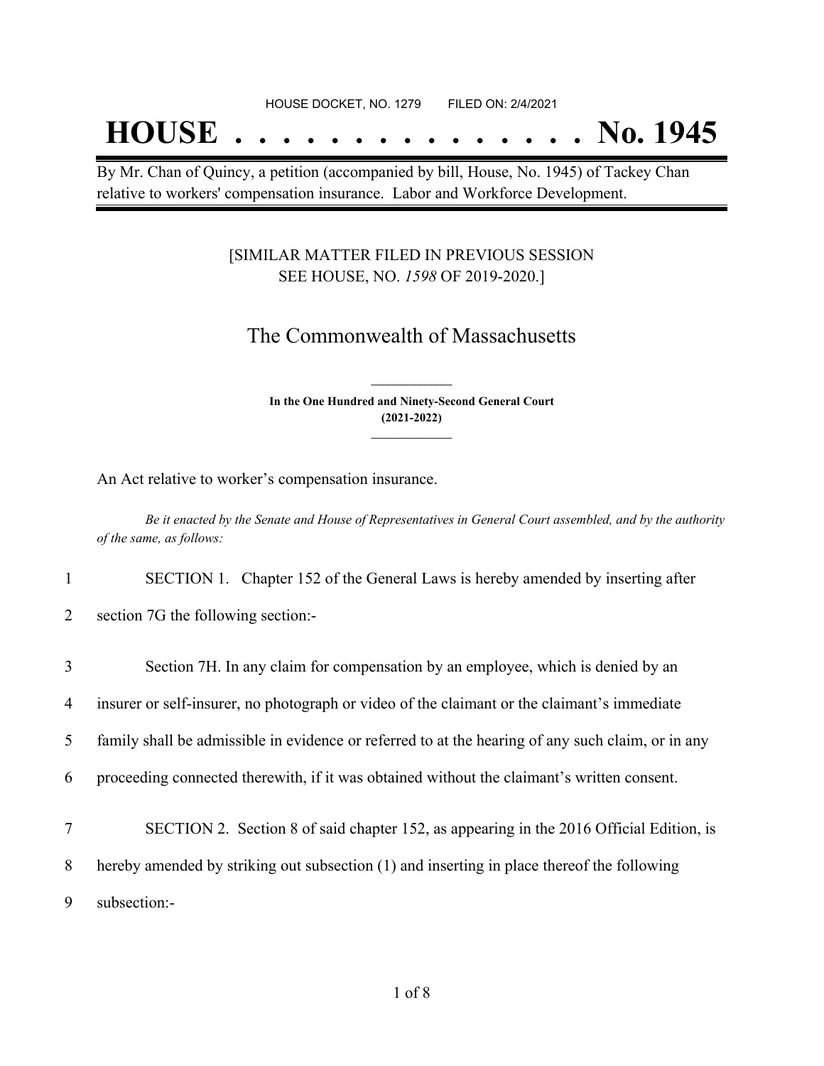HOUSE DOCKET, NO. 1279 FILED ON: 2/4/2021

# HOUSE . . . . . . . . . . . . . . . No. 1945

By Mr. Chan of Quincy, a petition (accompanied by bill, House, No. 1945) of Tackey Chan relative to workers' compensation insurance. Labor and Workforce Development.

[SIMILAR MATTER FILED IN PREVIOUS SESSION SEE HOUSE, NO. *1598* OF 2019-2020.]

## The Commonwealth of Massachusetts

**In the One Hundred and Ninety-Second General Court (2021-2022)**

An Act relative to worker's compensation insurance.

*Be it enacted by the Senate and House of Representatives in General Court assembled, and by the authority of the same, as follows:*

1 SECTION 1. Chapter 152 of the General Laws is hereby amended by inserting after
2 section 7G the following section:-

3 Section 7H. In any claim for compensation by an employee, which is denied by an
4 insurer or self-insurer, no photograph or video of the claimant or the claimant's immediate
5 family shall be admissible in evidence or referred to at the hearing of any such claim, or in any
6 proceeding connected therewith, if it was obtained without the claimant's written consent.

7 SECTION 2. Section 8 of said chapter 152, as appearing in the 2016 Official Edition, is
8 hereby amended by striking out subsection (1) and inserting in place thereof the following
9 subsection:-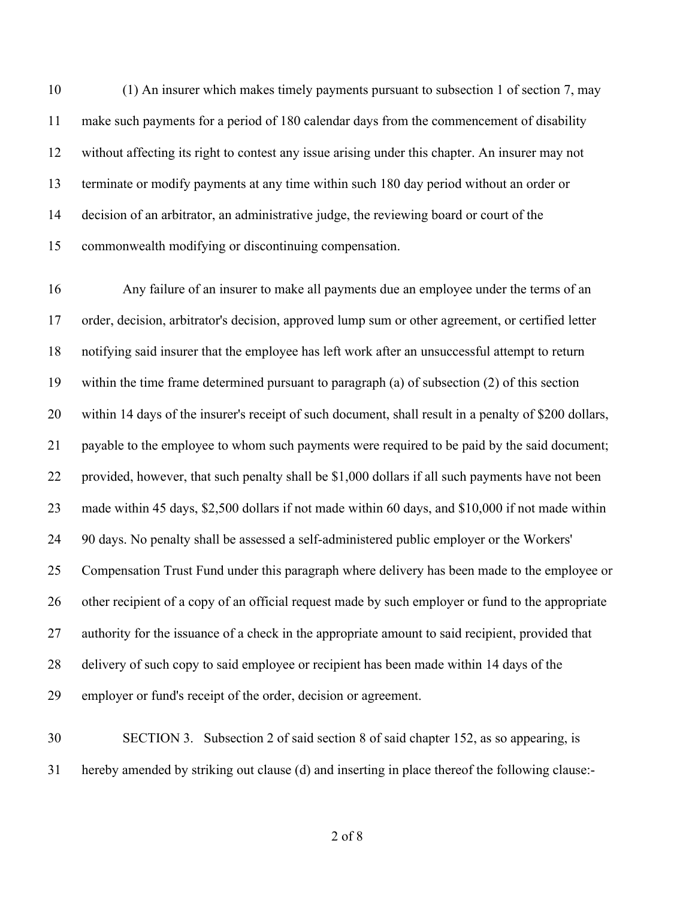(1) An insurer which makes timely payments pursuant to subsection 1 of section 7, may make such payments for a period of 180 calendar days from the commencement of disability without affecting its right to contest any issue arising under this chapter. An insurer may not terminate or modify payments at any time within such 180 day period without an order or decision of an arbitrator, an administrative judge, the reviewing board or court of the commonwealth modifying or discontinuing compensation.

Any failure of an insurer to make all payments due an employee under the terms of an order, decision, arbitrator's decision, approved lump sum or other agreement, or certified letter notifying said insurer that the employee has left work after an unsuccessful attempt to return within the time frame determined pursuant to paragraph (a) of subsection (2) of this section within 14 days of the insurer's receipt of such document, shall result in a penalty of $200 dollars, payable to the employee to whom such payments were required to be paid by the said document; provided, however, that such penalty shall be $1,000 dollars if all such payments have not been made within 45 days, $2,500 dollars if not made within 60 days, and $10,000 if not made within 90 days. No penalty shall be assessed a self-administered public employer or the Workers' Compensation Trust Fund under this paragraph where delivery has been made to the employee or other recipient of a copy of an official request made by such employer or fund to the appropriate authority for the issuance of a check in the appropriate amount to said recipient, provided that delivery of such copy to said employee or recipient has been made within 14 days of the employer or fund's receipt of the order, decision or agreement.

SECTION 3. Subsection 2 of said section 8 of said chapter 152, as so appearing, is hereby amended by striking out clause (d) and inserting in place thereof the following clause:-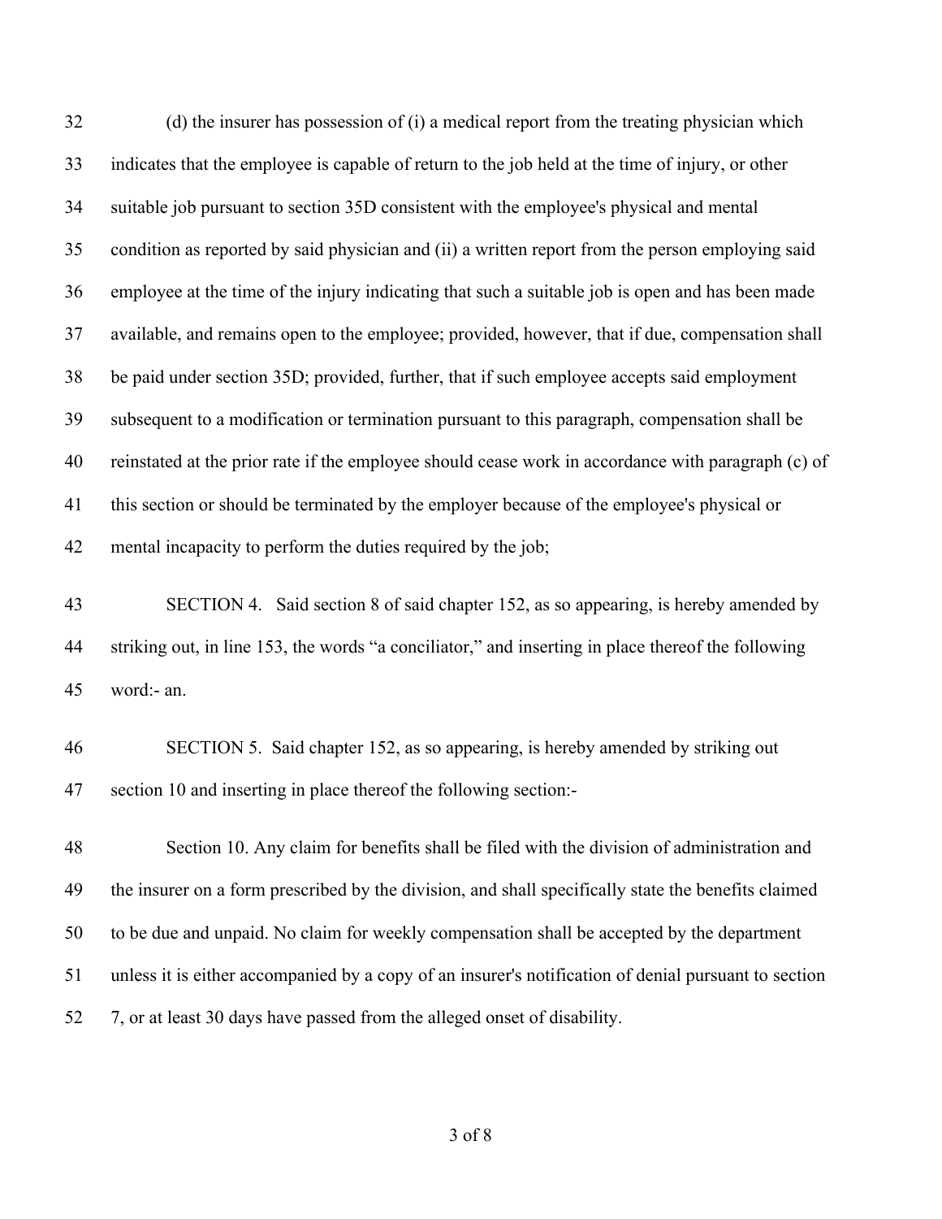(d) the insurer has possession of (i) a medical report from the treating physician which indicates that the employee is capable of return to the job held at the time of injury, or other suitable job pursuant to section 35D consistent with the employee's physical and mental condition as reported by said physician and (ii) a written report from the person employing said employee at the time of the injury indicating that such a suitable job is open and has been made available, and remains open to the employee; provided, however, that if due, compensation shall be paid under section 35D; provided, further, that if such employee accepts said employment subsequent to a modification or termination pursuant to this paragraph, compensation shall be reinstated at the prior rate if the employee should cease work in accordance with paragraph (c) of this section or should be terminated by the employer because of the employee's physical or mental incapacity to perform the duties required by the job;

SECTION 4. Said section 8 of said chapter 152, as so appearing, is hereby amended by striking out, in line 153, the words "a conciliator," and inserting in place thereof the following word:- an.

SECTION 5. Said chapter 152, as so appearing, is hereby amended by striking out section 10 and inserting in place thereof the following section:-

Section 10. Any claim for benefits shall be filed with the division of administration and the insurer on a form prescribed by the division, and shall specifically state the benefits claimed to be due and unpaid. No claim for weekly compensation shall be accepted by the department unless it is either accompanied by a copy of an insurer's notification of denial pursuant to section 7, or at least 30 days have passed from the alleged onset of disability.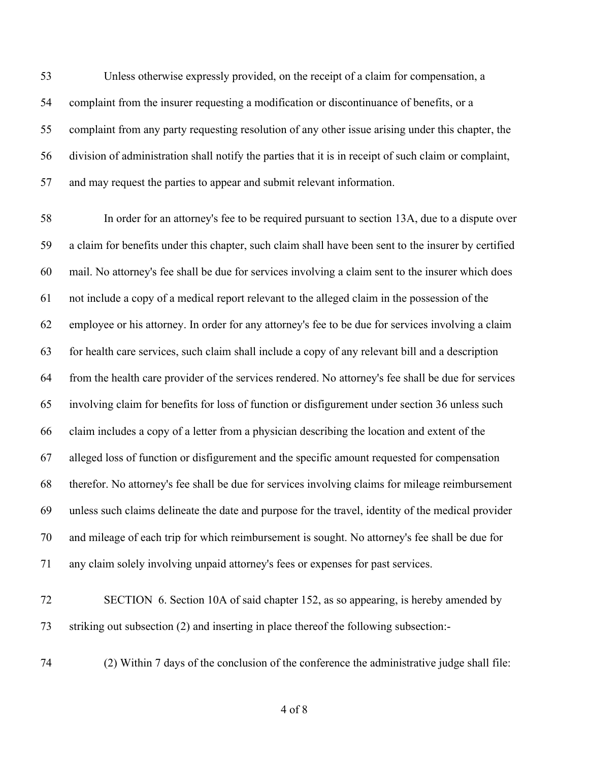Unless otherwise expressly provided, on the receipt of a claim for compensation, a complaint from the insurer requesting a modification or discontinuance of benefits, or a complaint from any party requesting resolution of any other issue arising under this chapter, the division of administration shall notify the parties that it is in receipt of such claim or complaint, and may request the parties to appear and submit relevant information.

In order for an attorney's fee to be required pursuant to section 13A, due to a dispute over a claim for benefits under this chapter, such claim shall have been sent to the insurer by certified mail. No attorney's fee shall be due for services involving a claim sent to the insurer which does not include a copy of a medical report relevant to the alleged claim in the possession of the employee or his attorney. In order for any attorney's fee to be due for services involving a claim for health care services, such claim shall include a copy of any relevant bill and a description from the health care provider of the services rendered. No attorney's fee shall be due for services involving claim for benefits for loss of function or disfigurement under section 36 unless such claim includes a copy of a letter from a physician describing the location and extent of the alleged loss of function or disfigurement and the specific amount requested for compensation therefor. No attorney's fee shall be due for services involving claims for mileage reimbursement unless such claims delineate the date and purpose for the travel, identity of the medical provider and mileage of each trip for which reimbursement is sought. No attorney's fee shall be due for any claim solely involving unpaid attorney's fees or expenses for past services.

SECTION 6. Section 10A of said chapter 152, as so appearing, is hereby amended by striking out subsection (2) and inserting in place thereof the following subsection:-

(2) Within 7 days of the conclusion of the conference the administrative judge shall file: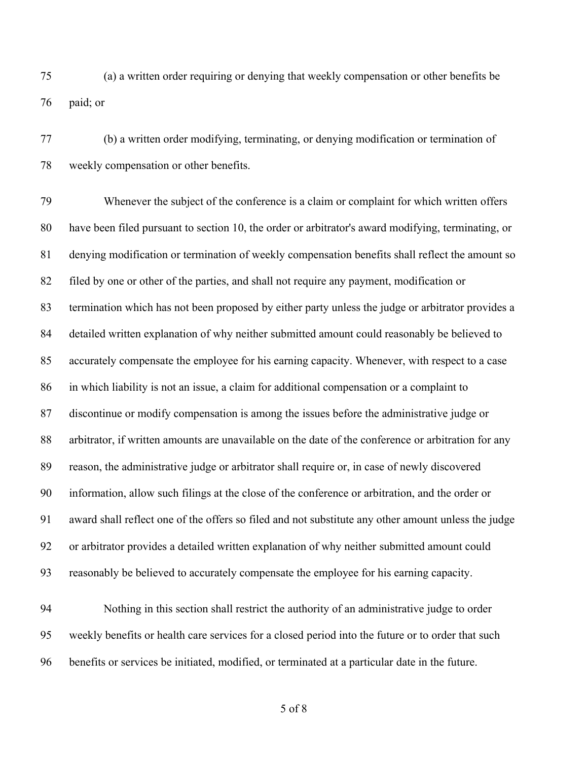(a) a written order requiring or denying that weekly compensation or other benefits be paid; or

(b) a written order modifying, terminating, or denying modification or termination of weekly compensation or other benefits.

Whenever the subject of the conference is a claim or complaint for which written offers have been filed pursuant to section 10, the order or arbitrator's award modifying, terminating, or denying modification or termination of weekly compensation benefits shall reflect the amount so filed by one or other of the parties, and shall not require any payment, modification or termination which has not been proposed by either party unless the judge or arbitrator provides a detailed written explanation of why neither submitted amount could reasonably be believed to accurately compensate the employee for his earning capacity. Whenever, with respect to a case in which liability is not an issue, a claim for additional compensation or a complaint to discontinue or modify compensation is among the issues before the administrative judge or arbitrator, if written amounts are unavailable on the date of the conference or arbitration for any reason, the administrative judge or arbitrator shall require or, in case of newly discovered information, allow such filings at the close of the conference or arbitration, and the order or award shall reflect one of the offers so filed and not substitute any other amount unless the judge or arbitrator provides a detailed written explanation of why neither submitted amount could reasonably be believed to accurately compensate the employee for his earning capacity.

Nothing in this section shall restrict the authority of an administrative judge to order weekly benefits or health care services for a closed period into the future or to order that such benefits or services be initiated, modified, or terminated at a particular date in the future.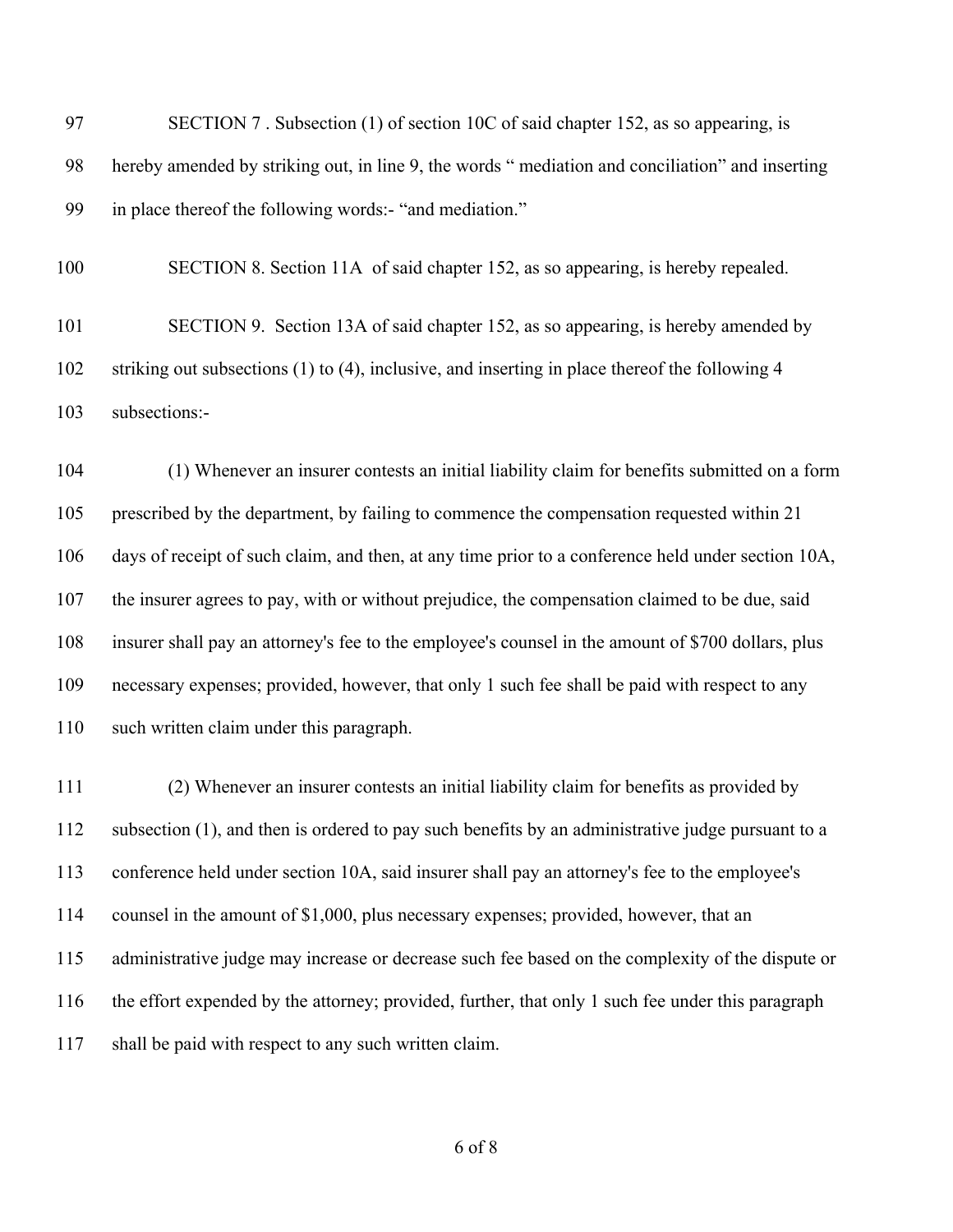SECTION 7 . Subsection (1) of section 10C of said chapter 152, as so appearing, is hereby amended by striking out, in line 9, the words " mediation and conciliation" and inserting in place thereof the following words:- "and mediation."

SECTION 8. Section 11A of said chapter 152, as so appearing, is hereby repealed.

SECTION 9. Section 13A of said chapter 152, as so appearing, is hereby amended by striking out subsections (1) to (4), inclusive, and inserting in place thereof the following 4 subsections:-

(1) Whenever an insurer contests an initial liability claim for benefits submitted on a form prescribed by the department, by failing to commence the compensation requested within 21 days of receipt of such claim, and then, at any time prior to a conference held under section 10A, the insurer agrees to pay, with or without prejudice, the compensation claimed to be due, said insurer shall pay an attorney's fee to the employee's counsel in the amount of $700 dollars, plus necessary expenses; provided, however, that only 1 such fee shall be paid with respect to any such written claim under this paragraph.

(2) Whenever an insurer contests an initial liability claim for benefits as provided by subsection (1), and then is ordered to pay such benefits by an administrative judge pursuant to a conference held under section 10A, said insurer shall pay an attorney's fee to the employee's counsel in the amount of $1,000, plus necessary expenses; provided, however, that an administrative judge may increase or decrease such fee based on the complexity of the dispute or the effort expended by the attorney; provided, further, that only 1 such fee under this paragraph shall be paid with respect to any such written claim.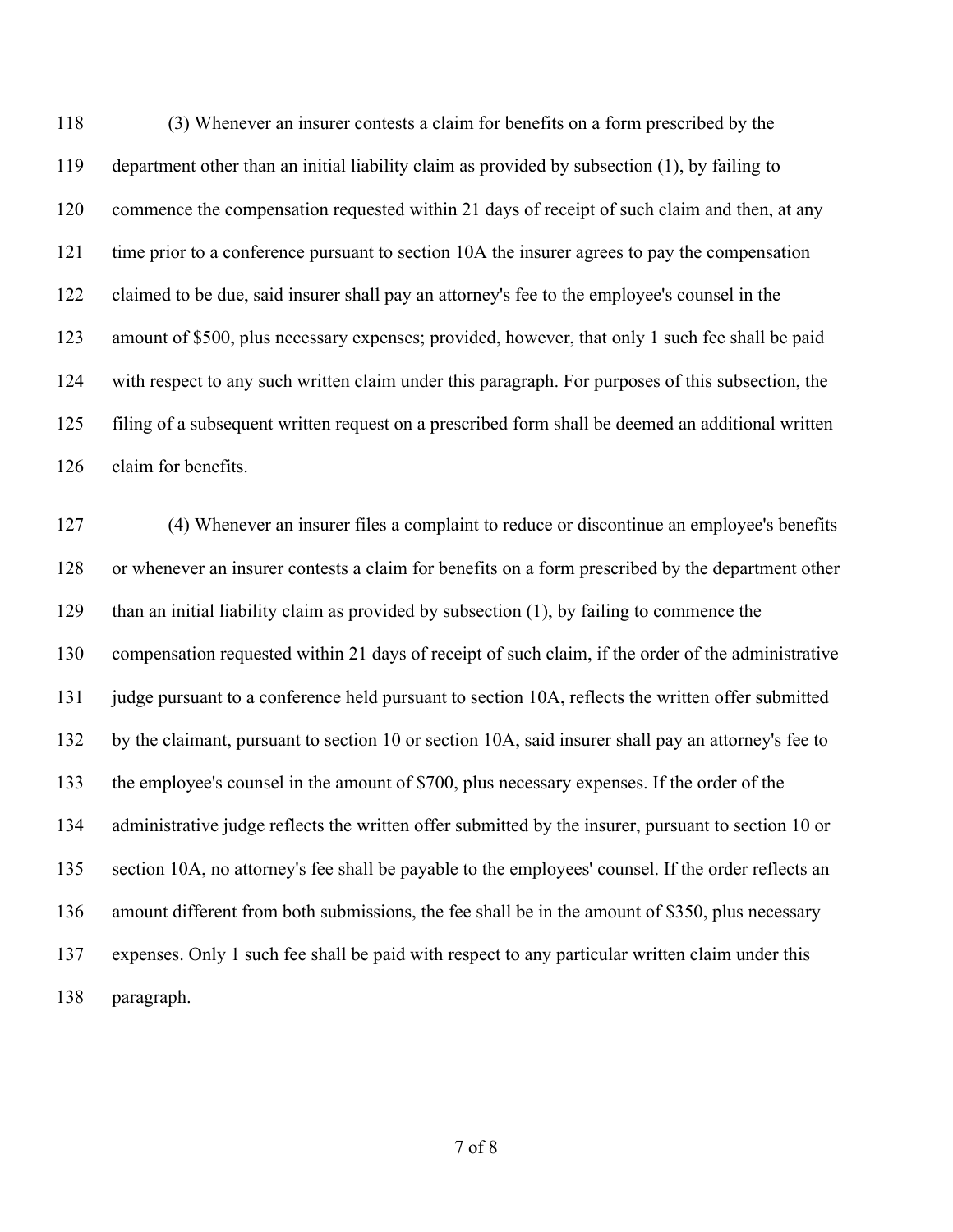(3) Whenever an insurer contests a claim for benefits on a form prescribed by the department other than an initial liability claim as provided by subsection (1), by failing to commence the compensation requested within 21 days of receipt of such claim and then, at any time prior to a conference pursuant to section 10A the insurer agrees to pay the compensation claimed to be due, said insurer shall pay an attorney's fee to the employee's counsel in the amount of $500, plus necessary expenses; provided, however, that only 1 such fee shall be paid with respect to any such written claim under this paragraph. For purposes of this subsection, the filing of a subsequent written request on a prescribed form shall be deemed an additional written claim for benefits.

(4) Whenever an insurer files a complaint to reduce or discontinue an employee's benefits or whenever an insurer contests a claim for benefits on a form prescribed by the department other than an initial liability claim as provided by subsection (1), by failing to commence the compensation requested within 21 days of receipt of such claim, if the order of the administrative judge pursuant to a conference held pursuant to section 10A, reflects the written offer submitted by the claimant, pursuant to section 10 or section 10A, said insurer shall pay an attorney's fee to the employee's counsel in the amount of $700, plus necessary expenses. If the order of the administrative judge reflects the written offer submitted by the insurer, pursuant to section 10 or section 10A, no attorney's fee shall be payable to the employees' counsel. If the order reflects an amount different from both submissions, the fee shall be in the amount of $350, plus necessary expenses. Only 1 such fee shall be paid with respect to any particular written claim under this paragraph.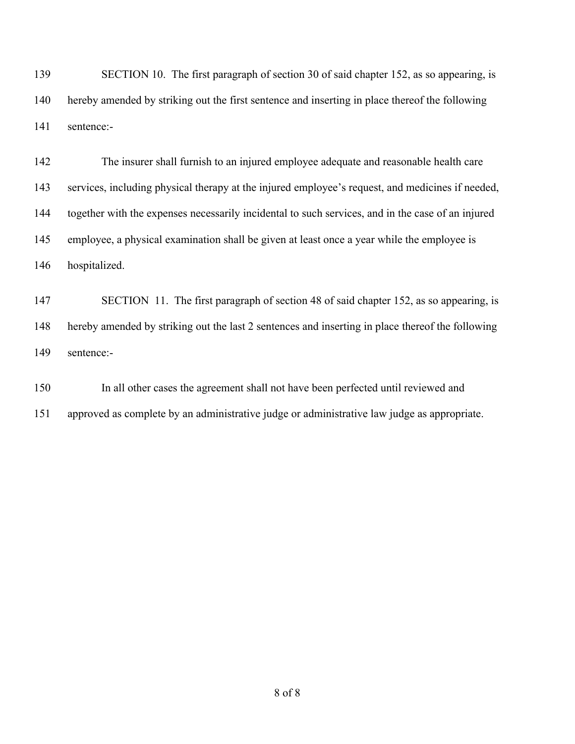SECTION 10. The first paragraph of section 30 of said chapter 152, as so appearing, is hereby amended by striking out the first sentence and inserting in place thereof the following sentence:-

The insurer shall furnish to an injured employee adequate and reasonable health care services, including physical therapy at the injured employee's request, and medicines if needed, together with the expenses necessarily incidental to such services, and in the case of an injured employee, a physical examination shall be given at least once a year while the employee is hospitalized.

SECTION 11. The first paragraph of section 48 of said chapter 152, as so appearing, is hereby amended by striking out the last 2 sentences and inserting in place thereof the following sentence:-

In all other cases the agreement shall not have been perfected until reviewed and approved as complete by an administrative judge or administrative law judge as appropriate.